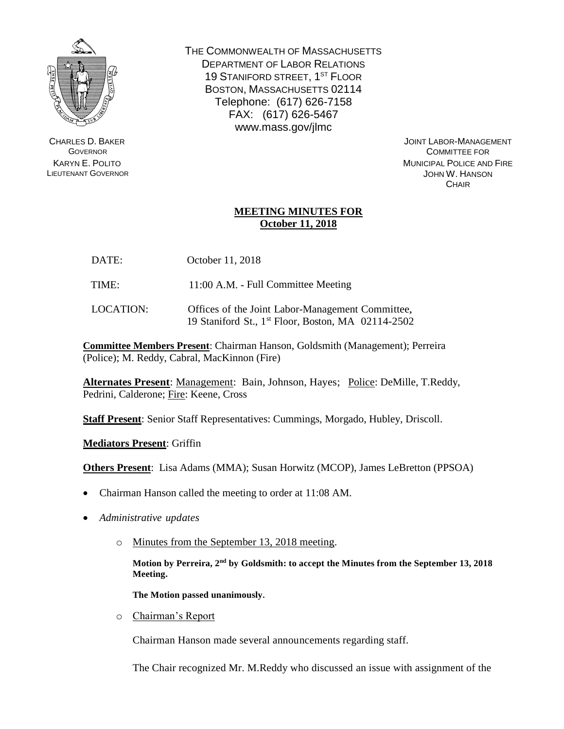THE COMMONWEALTH OF MASSACHUSETTS
DEPARTMENT OF LABOR RELATIONS
19 STANIFORD STREET, 1ST FLOOR
BOSTON, MASSACHUSETTS 02114
Telephone: (617) 626-7158
FAX: (617) 626-5467
www.mass.gov/jlmc

CHARLES D. BAKER
GOVERNOR
KARYN E. POLITO
LIEUTENANT GOVERNOR

JOINT LABOR-MANAGEMENT
COMMITTEE FOR
MUNICIPAL POLICE AND FIRE
JOHN W. HANSON
CHAIR

## MEETING MINUTES FOR October 11, 2018

| | |
|---|---|
| DATE: | October 11, 2018 |
| TIME: | 11:00 A.M. - Full Committee Meeting |
| LOCATION: | Offices of the Joint Labor-Management Committee, 19 Staniford St., 1st Floor, Boston, MA 02114-2502 |

**Committee Members Present**: Chairman Hanson, Goldsmith (Management); Perreira (Police); M. Reddy, Cabral, MacKinnon (Fire)

**Alternates Present**: Management: Bain, Johnson, Hayes; Police: DeMille, T.Reddy, Pedrini, Calderone; Fire: Keene, Cross

**Staff Present**: Senior Staff Representatives: Cummings, Morgado, Hubley, Driscoll.

**Mediators Present**: Griffin

**Others Present**: Lisa Adams (MMA); Susan Horwitz (MCOP), James LeBretton (PPSOA)

- Chairman Hanson called the meeting to order at 11:08 AM.
- *Administrative updates*
  - Minutes from the September 13, 2018 meeting.

    **Motion by Perreira, 2nd by Goldsmith: to accept the Minutes from the September 13, 2018 Meeting.**

    **The Motion passed unanimously.**

  - Chairman's Report

    Chairman Hanson made several announcements regarding staff.

    The Chair recognized Mr. M.Reddy who discussed an issue with assignment of the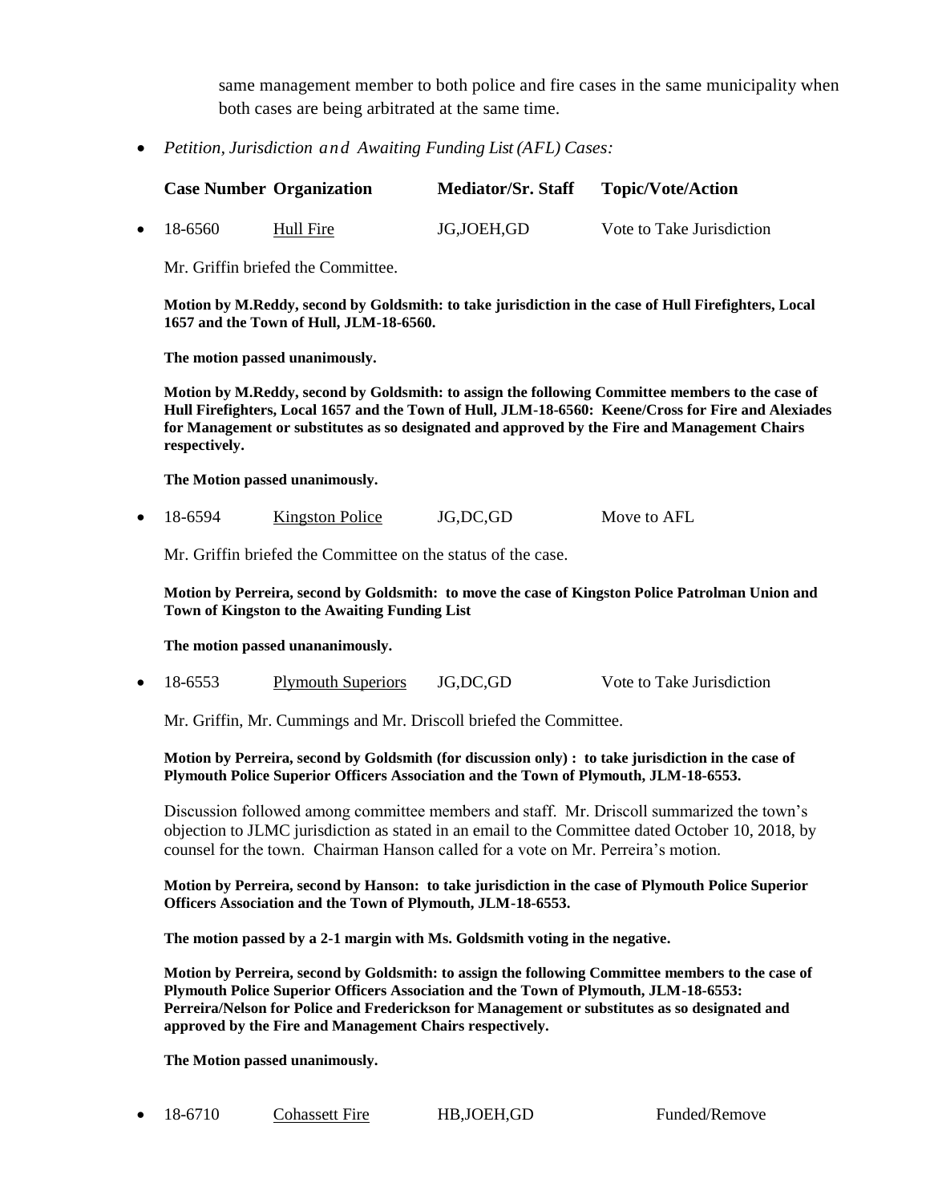same management member to both police and fire cases in the same municipality when both cases are being arbitrated at the same time.

- *Petition, Jurisdiction and Awaiting Funding List (AFL) Cases:*

| Case Number | Organization | Mediator/Sr. Staff | Topic/Vote/Action |
|---|---|---|---|
| 18-6560 | Hull Fire | JG,JOEH,GD | Vote to Take Jurisdiction |

Mr. Griffin briefed the Committee.

**Motion by M.Reddy, second by Goldsmith: to take jurisdiction in the case of Hull Firefighters, Local 1657 and the Town of Hull, JLM-18-6560.**

**The motion passed unanimously.**

**Motion by M.Reddy, second by Goldsmith: to assign the following Committee members to the case of Hull Firefighters, Local 1657 and the Town of Hull, JLM-18-6560: Keene/Cross for Fire and Alexiades for Management or substitutes as so designated and approved by the Fire and Management Chairs respectively.**

**The Motion passed unanimously.**

- 18-6594 Kingston Police JG,DC,GD Move to AFL

Mr. Griffin briefed the Committee on the status of the case.

**Motion by Perreira, second by Goldsmith: to move the case of Kingston Police Patrolman Union and Town of Kingston to the Awaiting Funding List**

**The motion passed unananimously.**

- 18-6553 Plymouth Superiors JG,DC,GD Vote to Take Jurisdiction

Mr. Griffin, Mr. Cummings and Mr. Driscoll briefed the Committee.

**Motion by Perreira, second by Goldsmith (for discussion only) : to take jurisdiction in the case of Plymouth Police Superior Officers Association and the Town of Plymouth, JLM-18-6553.**

Discussion followed among committee members and staff. Mr. Driscoll summarized the town's objection to JLMC jurisdiction as stated in an email to the Committee dated October 10, 2018, by counsel for the town. Chairman Hanson called for a vote on Mr. Perreira's motion.

**Motion by Perreira, second by Hanson: to take jurisdiction in the case of Plymouth Police Superior Officers Association and the Town of Plymouth, JLM-18-6553.**

**The motion passed by a 2-1 margin with Ms. Goldsmith voting in the negative.**

**Motion by Perreira, second by Goldsmith: to assign the following Committee members to the case of Plymouth Police Superior Officers Association and the Town of Plymouth, JLM-18-6553: Perreira/Nelson for Police and Frederickson for Management or substitutes as so designated and approved by the Fire and Management Chairs respectively.**

**The Motion passed unanimously.**

- 18-6710 Cohassett Fire HB,JOEH,GD Funded/Remove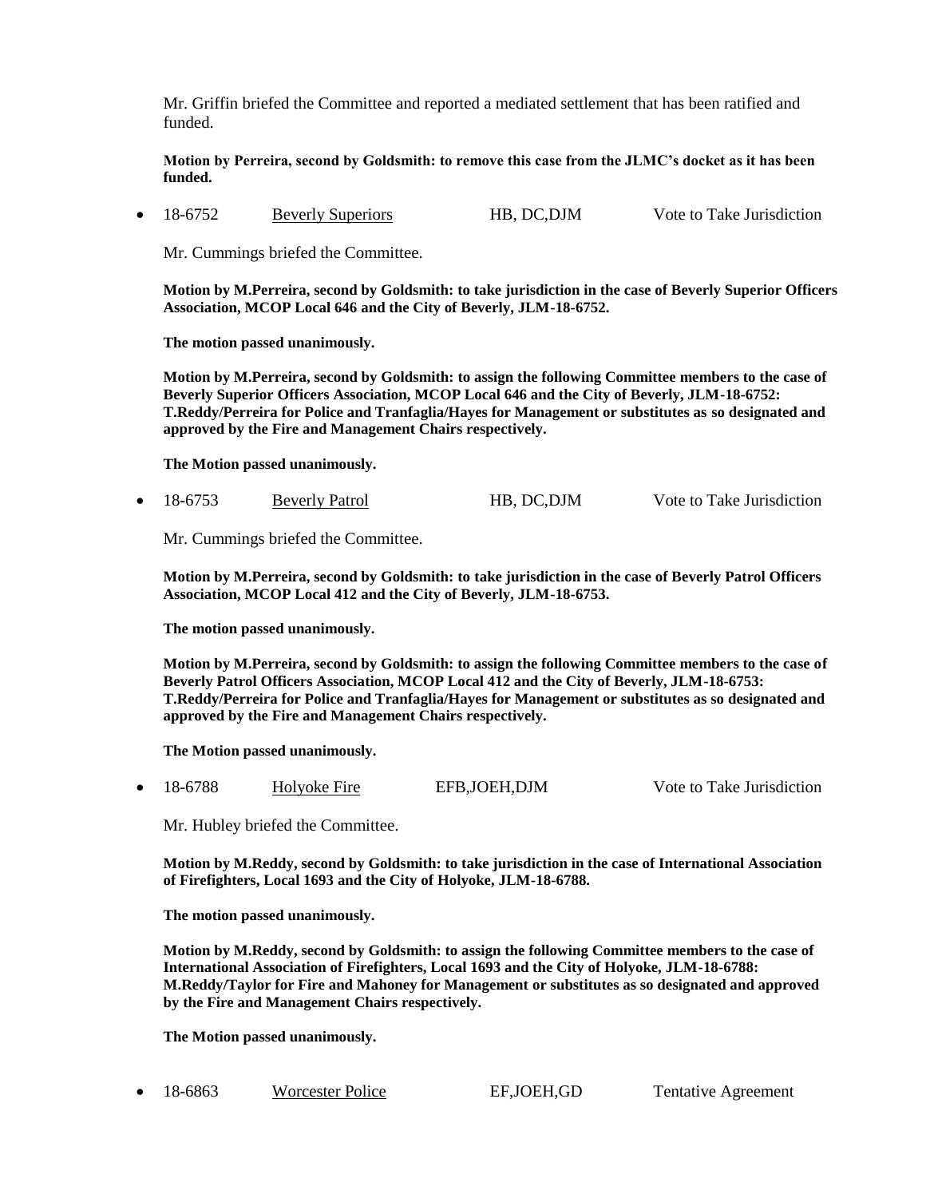Mr. Griffin briefed the Committee and reported a mediated settlement that has been ratified and funded.

**Motion by Perreira, second by Goldsmith: to remove this case from the JLMC's docket as it has been funded.**

- 18-6752 Beverly Superiors HB, DC,DJM Vote to Take Jurisdiction

Mr. Cummings briefed the Committee.

**Motion by M.Perreira, second by Goldsmith: to take jurisdiction in the case of Beverly Superior Officers Association, MCOP Local 646 and the City of Beverly, JLM-18-6752.**

**The motion passed unanimously.**

**Motion by M.Perreira, second by Goldsmith: to assign the following Committee members to the case of Beverly Superior Officers Association, MCOP Local 646 and the City of Beverly, JLM-18-6752: T.Reddy/Perreira for Police and Tranfaglia/Hayes for Management or substitutes as so designated and approved by the Fire and Management Chairs respectively.**

**The Motion passed unanimously.**

- 18-6753 Beverly Patrol HB, DC,DJM Vote to Take Jurisdiction

Mr. Cummings briefed the Committee.

**Motion by M.Perreira, second by Goldsmith: to take jurisdiction in the case of Beverly Patrol Officers Association, MCOP Local 412 and the City of Beverly, JLM-18-6753.**

**The motion passed unanimously.**

**Motion by M.Perreira, second by Goldsmith: to assign the following Committee members to the case of Beverly Patrol Officers Association, MCOP Local 412 and the City of Beverly, JLM-18-6753: T.Reddy/Perreira for Police and Tranfaglia/Hayes for Management or substitutes as so designated and approved by the Fire and Management Chairs respectively.**

**The Motion passed unanimously.**

- 18-6788 Holyoke Fire EFB,JOEH,DJM Vote to Take Jurisdiction

Mr. Hubley briefed the Committee.

**Motion by M.Reddy, second by Goldsmith: to take jurisdiction in the case of International Association of Firefighters, Local 1693 and the City of Holyoke, JLM-18-6788.**

**The motion passed unanimously.**

**Motion by M.Reddy, second by Goldsmith: to assign the following Committee members to the case of International Association of Firefighters, Local 1693 and the City of Holyoke, JLM-18-6788: M.Reddy/Taylor for Fire and Mahoney for Management or substitutes as so designated and approved by the Fire and Management Chairs respectively.**

**The Motion passed unanimously.**

- 18-6863 Worcester Police EF,JOEH,GD Tentative Agreement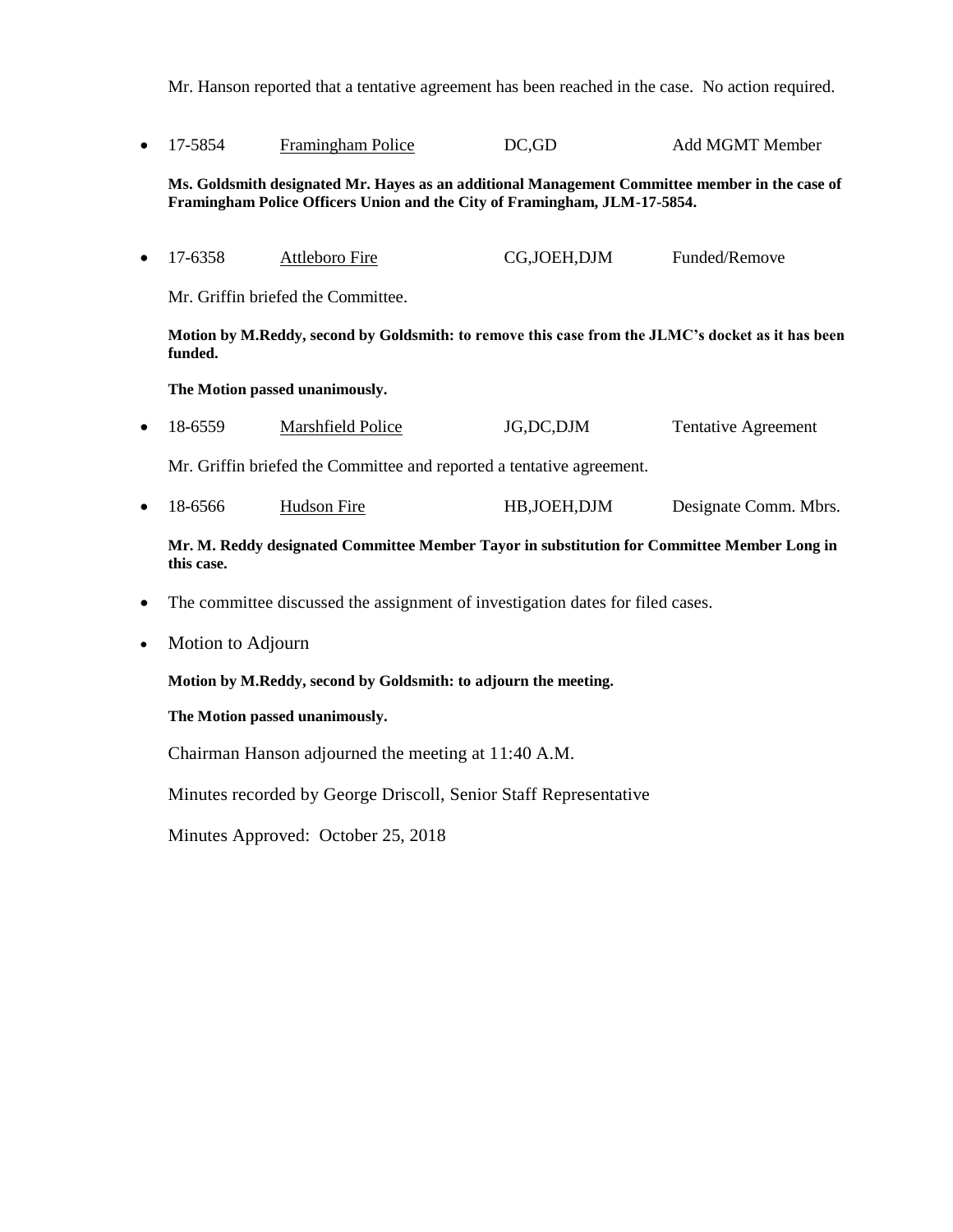Mr. Hanson reported that a tentative agreement has been reached in the case. No action required.

- 17-5854 Framingham Police DC,GD Add MGMT Member

**Ms. Goldsmith designated Mr. Hayes as an additional Management Committee member in the case of Framingham Police Officers Union and the City of Framingham, JLM-17-5854.**

- 17-6358 Attleboro Fire CG,JOEH,DJM Funded/Remove

Mr. Griffin briefed the Committee.

**Motion by M.Reddy, second by Goldsmith: to remove this case from the JLMC's docket as it has been funded.**

**The Motion passed unanimously.**

- 18-6559 Marshfield Police JG,DC,DJM Tentative Agreement

Mr. Griffin briefed the Committee and reported a tentative agreement.

- 18-6566 Hudson Fire HB,JOEH,DJM Designate Comm. Mbrs.

**Mr. M. Reddy designated Committee Member Tayor in substitution for Committee Member Long in this case.**

- The committee discussed the assignment of investigation dates for filed cases.

- Motion to Adjourn

**Motion by M.Reddy, second by Goldsmith: to adjourn the meeting.**

**The Motion passed unanimously.**

Chairman Hanson adjourned the meeting at 11:40 A.M.

Minutes recorded by George Driscoll, Senior Staff Representative

Minutes Approved: October 25, 2018